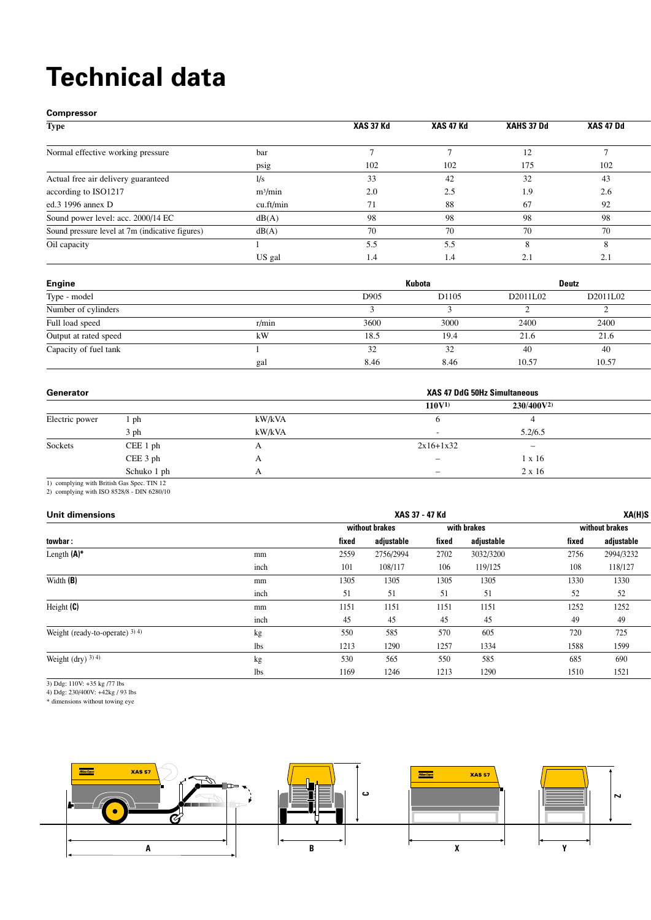# Technical data

## Compressor

| Type | | XAS 37 Kd | XAS 47 Kd | XAHS 37 Dd | XAS 47 Dd |
|---|---|---|---|---|---|
| Normal effective working pressure | bar | 7 | 7 | 12 | 7 |
| | psig | 102 | 102 | 175 | 102 |
| Actual free air delivery guaranteed | l/s | 33 | 42 | 32 | 43 |
| according to ISO1217 | $m^3$/min | 2.0 | 2.5 | 1.9 | 2.6 |
| ed.3 1996 annex D | cu.ft/min | 71 | 88 | 67 | 92 |
| Sound power level: acc. 2000/14 EC | dB(A) | 98 | 98 | 98 | 98 |
| Sound pressure level at 7m (indicative figures) | dB(A) | 70 | 70 | 70 | 70 |
| Oil capacity | l | 5.5 | 5.5 | 8 | 8 |
| | US gal | 1.4 | 1.4 | 2.1 | 2.1 |

## Engine

| | | Kubota | | Deutz | |
|---|---|---|---|---|---|
| Type - model | | D905 | D1105 | D2011L02 | D2011L02 |
| Number of cylinders | | 3 | 3 | 2 | 2 |
| Full load speed | r/min | 3600 | 3000 | 2400 | 2400 |
| Output at rated speed | kW | 18.5 | 19.4 | 21.6 | 21.6 |
| Capacity of fuel tank | l | 32 | 32 | 40 | 40 |
| | gal | 8.46 | 8.46 | 10.57 | 10.57 |

## Generator

| | | | XAS 47 DdG 50Hz Simultaneous | |
|---|---|---|---|---|
| | | | 110V[1] | 230/400V[2] |
| Electric power | 1 ph | kW/kVA | 6 | 4 |
| | 3 ph | kW/kVA | - | 5.2/6.5 |
| Sockets | CEE 1 ph | A | 2x16+1x32 | – |
| | CEE 3 ph | A | – | 1 x 16 |
| | Schuko 1 ph | A | – | 2 x 16 |

1) complying with British Gas Spec. TIN 12
2) complying with ISO 8528/8 - DIN 6280/10

## Unit dimensions

| | | XAS 37 - 47 Kd | | | | XA(H)S | |
|---|---|---|---|---|---|---|---|
| | | without brakes | | with brakes | | without brakes | |
| **towbar:** | | fixed | adjustable | fixed | adjustable | fixed | adjustable |
| Length **(A)*** | mm | 2559 | 2756/2994 | 2702 | 3032/3200 | 2756 | 2994/3232 |
| | inch | 101 | 108/117 | 106 | 119/125 | 108 | 118/127 |
| Width **(B)** | mm | 1305 | 1305 | 1305 | 1305 | 1330 | 1330 |
| | inch | 51 | 51 | 51 | 51 | 52 | 52 |
| Height **(C)** | mm | 1151 | 1151 | 1151 | 1151 | 1252 | 1252 |
| | inch | 45 | 45 | 45 | 45 | 49 | 49 |
| Weight (ready-to-operate) 3) 4) | kg | 550 | 585 | 570 | 605 | 720 | 725 |
| | lbs | 1213 | 1290 | 1257 | 1334 | 1588 | 1599 |
| Weight (dry) 3) 4) | kg | 530 | 565 | 550 | 585 | 685 | 690 |
| | lbs | 1169 | 1246 | 1213 | 1290 | 1510 | 1521 |

3) Ddg: 110V: +35 kg /77 lbs
4) Ddg: 230/400V: +42kg / 93 lbs
* dimensions without towing eye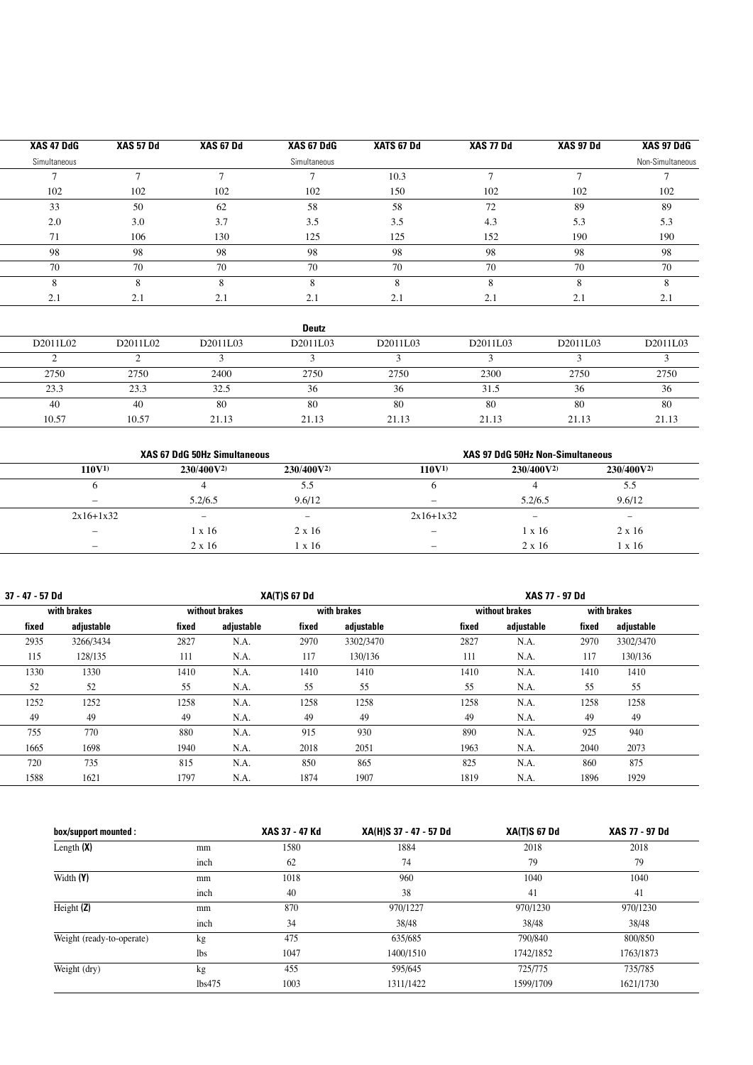| XAS 47 DdG | XAS 57 Dd | XAS 67 Dd | XAS 67 DdG | XATS 67 Dd | XAS 77 Dd | XAS 97 Dd | XAS 97 DdG |
|---|---|---|---|---|---|---|---|
| Simultaneous | | | Simultaneous | | | | Non-Simultaneous |
| 7 | 7 | 7 | 7 | 10.3 | 7 | 7 | 7 |
| 102 | 102 | 102 | 102 | 150 | 102 | 102 | 102 |
| 33 | 50 | 62 | 58 | 58 | 72 | 89 | 89 |
| 2.0 | 3.0 | 3.7 | 3.5 | 3.5 | 4.3 | 5.3 | 5.3 |
| 71 | 106 | 130 | 125 | 125 | 152 | 190 | 190 |
| 98 | 98 | 98 | 98 | 98 | 98 | 98 | 98 |
| 70 | 70 | 70 | 70 | 70 | 70 | 70 | 70 |
| 8 | 8 | 8 | 8 | 8 | 8 | 8 | 8 |
| 2.1 | 2.1 | 2.1 | 2.1 | 2.1 | 2.1 | 2.1 | 2.1 |

| | | | Deutz | | | | |
|---|---|---|---|---|---|---|---|
| D2011L02 | D2011L02 | D2011L03 | D2011L03 | D2011L03 | D2011L03 | D2011L03 | D2011L03 |
| 2 | 2 | 3 | 3 | 3 | 3 | 3 | 3 |
| 2750 | 2750 | 2400 | 2750 | 2750 | 2300 | 2750 | 2750 |
| 23.3 | 23.3 | 32.5 | 36 | 36 | 31.5 | 36 | 36 |
| 40 | 40 | 80 | 80 | 80 | 80 | 80 | 80 |
| 10.57 | 10.57 | 21.13 | 21.13 | 21.13 | 21.13 | 21.13 | 21.13 |

| XAS 67 DdG 50Hz Simultaneous | | | XAS 97 DdG 50Hz Non-Simultaneous | | |
|---|---|---|---|---|---|
| 110V[1] | 230/400V[2] | 230/400V[2] | 110V[1] | 230/400V[2] | 230/400V[2] |
| 6 | 4 | 5.5 | 6 | 4 | 5.5 |
| – | 5.2/6.5 | 9.6/12 | – | 5.2/6.5 | 9.6/12 |
| 2x16+1x32 | – | – | 2x16+1x32 | – | – |
| – | 1 x 16 | 2 x 16 | – | 1 x 16 | 2 x 16 |
| – | 2 x 16 | 1 x 16 | – | 2 x 16 | 1 x 16 |

| 37 - 47 - 57 Dd | | XA(T)S 67 Dd | | | | XAS 77 - 97 Dd | | | |
|---|---|---|---|---|---|---|---|---|---|
| with brakes | | without brakes | | with brakes | | without brakes | | with brakes | |
| fixed | adjustable | fixed | adjustable | fixed | adjustable | fixed | adjustable | fixed | adjustable |
| 2935 | 3266/3434 | 2827 | N.A. | 2970 | 3302/3470 | 2827 | N.A. | 2970 | 3302/3470 |
| 115 | 128/135 | 111 | N.A. | 117 | 130/136 | 111 | N.A. | 117 | 130/136 |
| 1330 | 1330 | 1410 | N.A. | 1410 | 1410 | 1410 | N.A. | 1410 | 1410 |
| 52 | 52 | 55 | N.A. | 55 | 55 | 55 | N.A. | 55 | 55 |
| 1252 | 1252 | 1258 | N.A. | 1258 | 1258 | 1258 | N.A. | 1258 | 1258 |
| 49 | 49 | 49 | N.A. | 49 | 49 | 49 | N.A. | 49 | 49 |
| 755 | 770 | 880 | N.A. | 915 | 930 | 890 | N.A. | 925 | 940 |
| 1665 | 1698 | 1940 | N.A. | 2018 | 2051 | 1963 | N.A. | 2040 | 2073 |
| 720 | 735 | 815 | N.A. | 850 | 865 | 825 | N.A. | 860 | 875 |
| 1588 | 1621 | 1797 | N.A. | 1874 | 1907 | 1819 | N.A. | 1896 | 1929 |

| box/support mounted : | | XAS 37 - 47 Kd | XA(H)S 37 - 47 - 57 Dd | XA(T)S 67 Dd | XAS 77 - 97 Dd |
|---|---|---|---|---|---|
| Length **(X)** | mm | 1580 | 1884 | 2018 | 2018 |
| | inch | 62 | 74 | 79 | 79 |
| Width **(Y)** | mm | 1018 | 960 | 1040 | 1040 |
| | inch | 40 | 38 | 41 | 41 |
| Height **(Z)** | mm | 870 | 970/1227 | 970/1230 | 970/1230 |
| | inch | 34 | 38/48 | 38/48 | 38/48 |
| Weight (ready-to-operate) | kg | 475 | 635/685 | 790/840 | 800/850 |
| | lbs | 1047 | 1400/1510 | 1742/1852 | 1763/1873 |
| Weight (dry) | kg | 455 | 595/645 | 725/775 | 735/785 |
| | lbs475 | 1003 | 1311/1422 | 1599/1709 | 1621/1730 |